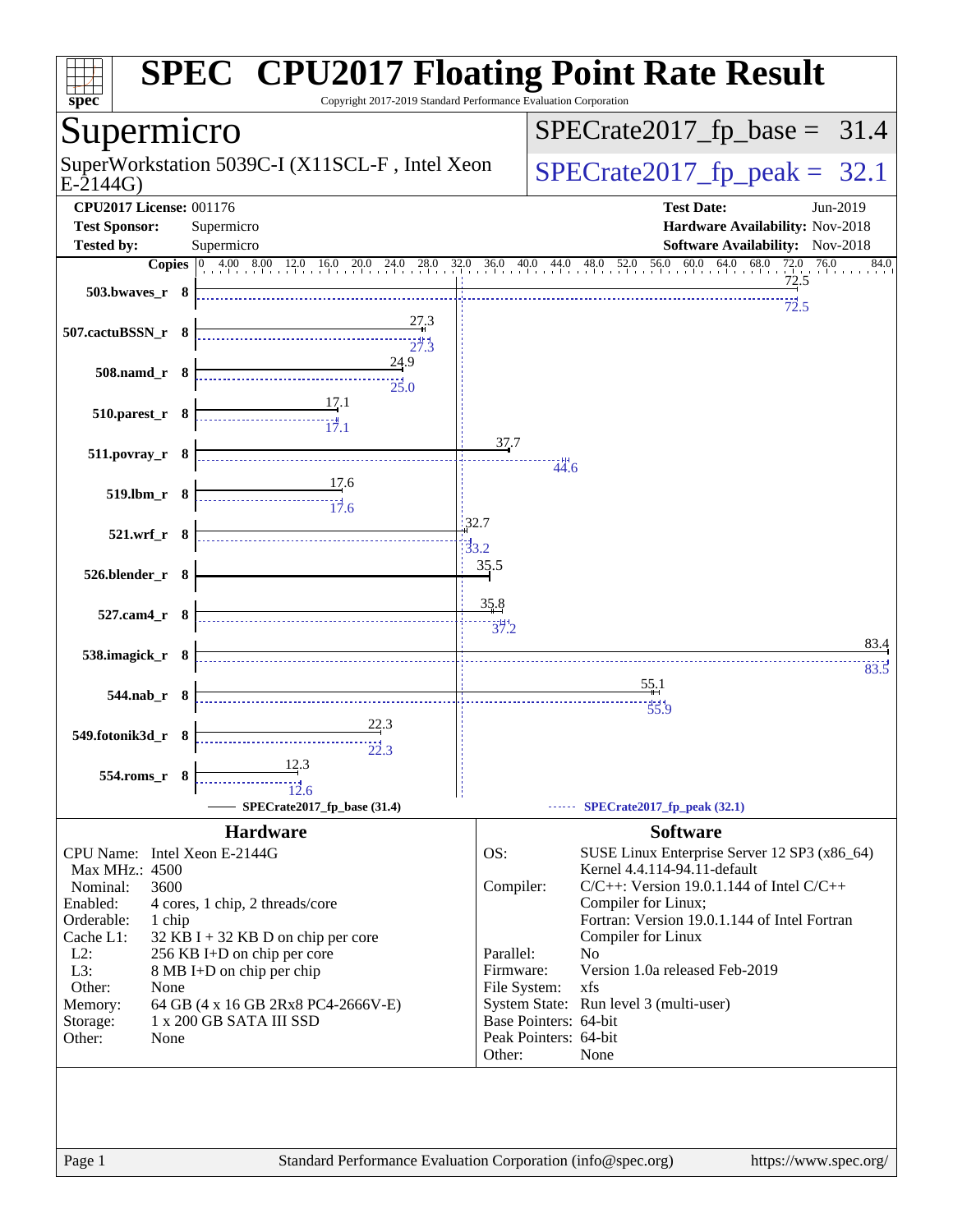# SPEC CPU2017 Floating Point Rate Result

Copyright 2017-2019 Standard Performance Evaluation Corporation

## Supermicro

SuperWorkstation 5039C-I (X11SCL-F , Intel Xeon E-2144G)

SPECrate2017_fp_base = 31.4

SPECrate2017_fp_peak = 32.1

**CPU2017 License:** 001176
**Test Sponsor:** Supermicro
**Tested by:** Supermicro

**Test Date:** Jun-2019
**Hardware Availability:** Nov-2018
**Software Availability:** Nov-2018

| Benchmark | Copies | Base | Peak |
|---|---|---|---|
| 503.bwaves_r | 8 | 72.5 | 72.5 |
| 507.cactuBSSN_r | 8 | 27.3 | 27.3 |
| 508.namd_r | 8 | 24.9 | 25.0 |
| 510.parest_r | 8 | 17.1 | 17.1 |
| 511.povray_r | 8 | 37.7 | 44.6 |
| 519.lbm_r | 8 | 17.6 | 17.6 |
| 521.wrf_r | 8 | 32.7 | 33.2 |
| 526.blender_r | 8 | 35.5 | |
| 527.cam4_r | 8 | 35.8 | 37.2 |
| 538.imagick_r | 8 | 83.4 | 83.5 |
| 544.nab_r | 8 | 55.1 | 55.9 |
| 549.fotonik3d_r | 8 | 22.3 | 22.3 |
| 554.roms_r | 8 | 12.3 | 12.6 |

SPECrate2017_fp_base (31.4) — SPECrate2017_fp_peak (32.1)

### Hardware

| | |
|---|---|
| CPU Name: | Intel Xeon E-2144G |
| Max MHz.: | 4500 |
| Nominal: | 3600 |
| Enabled: | 4 cores, 1 chip, 2 threads/core |
| Orderable: | 1 chip |
| Cache L1: | 32 KB I + 32 KB D on chip per core |
| L2: | 256 KB I+D on chip per core |
| L3: | 8 MB I+D on chip per chip |
| Other: | None |
| Memory: | 64 GB (4 x 16 GB 2Rx8 PC4-2666V-E) |
| Storage: | 1 x 200 GB SATA III SSD |
| Other: | None |

### Software

| | |
|---|---|
| OS: | SUSE Linux Enterprise Server 12 SP3 (x86_64) Kernel 4.4.114-94.11-default |
| Compiler: | C/C++: Version 19.0.1.144 of Intel C/C++ Compiler for Linux; Fortran: Version 19.0.1.144 of Intel Fortran Compiler for Linux |
| Parallel: | No |
| Firmware: | Version 1.0a released Feb-2019 |
| File System: | xfs |
| System State: | Run level 3 (multi-user) |
| Base Pointers: | 64-bit |
| Peak Pointers: | 64-bit |
| Other: | None |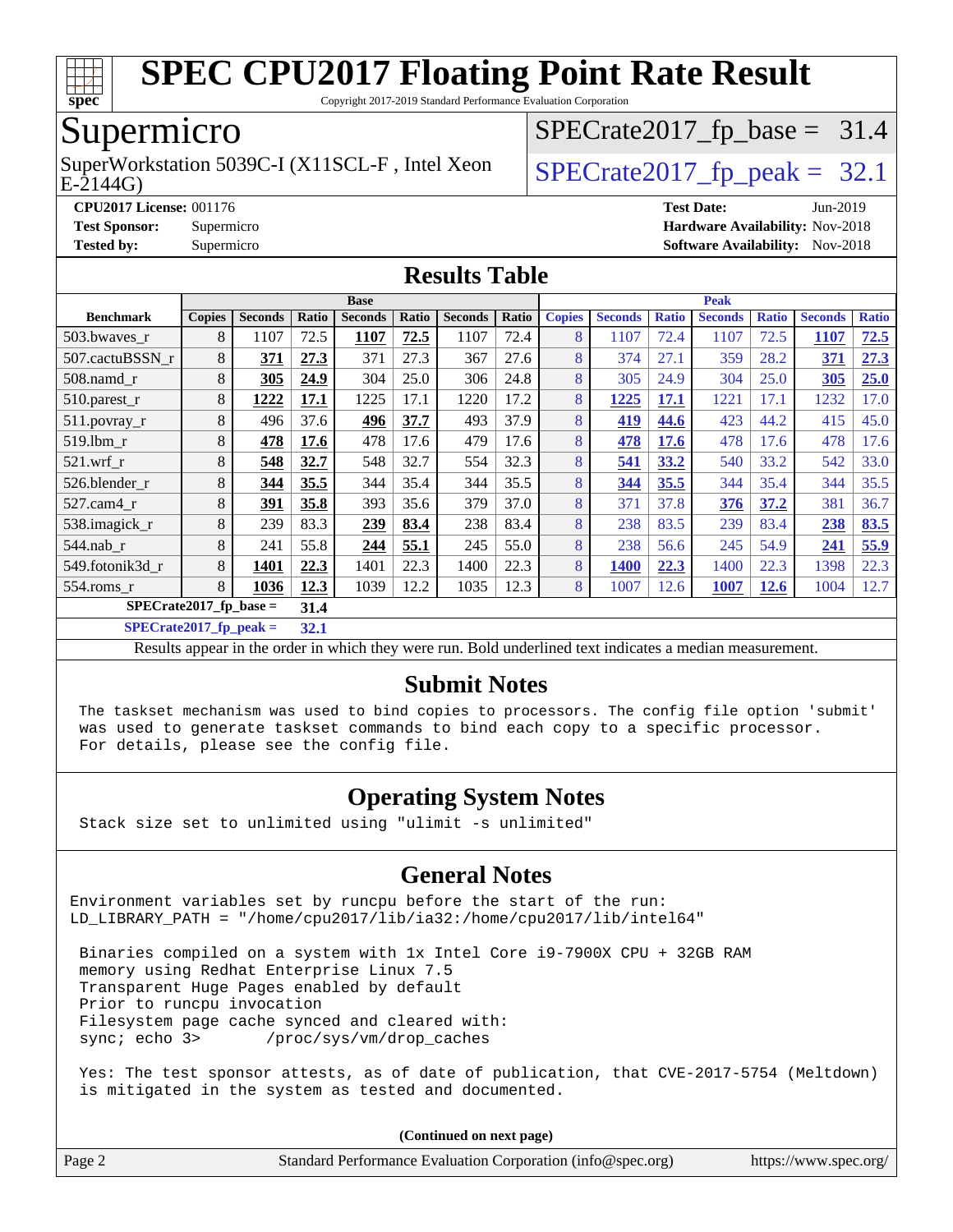# SPEC CPU2017 Floating Point Rate Result

Copyright 2017-2019 Standard Performance Evaluation Corporation

## Supermicro

SuperWorkstation 5039C-I (X11SCL-F , Intel Xeon E-2144G)

SPECrate2017_fp_base = 31.4

SPECrate2017_fp_peak = 32.1

**CPU2017 License:** 001176
**Test Sponsor:** Supermicro
**Tested by:** Supermicro

**Test Date:** Jun-2019
**Hardware Availability:** Nov-2018
**Software Availability:** Nov-2018

## Results Table

| | Base | | | | | | | Peak | | | | | | |
|---|---|---|---|---|---|---|---|---|---|---|---|---|---|---|
| **Benchmark** | **Copies** | **Seconds** | **Ratio** | **Seconds** | **Ratio** | **Seconds** | **Ratio** | **Copies** | **Seconds** | **Ratio** | **Seconds** | **Ratio** | **Seconds** | **Ratio** |
| 503.bwaves_r | 8 | 1107 | 72.5 | **1107** | **72.5** | 1107 | 72.4 | 8 | 1107 | 72.4 | 1107 | 72.5 | **1107** | **72.5** |
| 507.cactuBSSN_r | 8 | **371** | **27.3** | 371 | 27.3 | 367 | 27.6 | 8 | 374 | 27.1 | 359 | 28.2 | **371** | **27.3** |
| 508.namd_r | 8 | **305** | **24.9** | 304 | 25.0 | 306 | 24.8 | 8 | 305 | 24.9 | 304 | 25.0 | **305** | **25.0** |
| 510.parest_r | 8 | **1222** | **17.1** | 1225 | 17.1 | 1220 | 17.2 | 8 | **1225** | **17.1** | 1221 | 17.1 | 1232 | 17.0 |
| 511.povray_r | 8 | 496 | 37.6 | **496** | **37.7** | 493 | 37.9 | 8 | **419** | **44.6** | 423 | 44.2 | 415 | 45.0 |
| 519.lbm_r | 8 | **478** | **17.6** | 478 | 17.6 | 479 | 17.6 | 8 | **478** | **17.6** | 478 | 17.6 | 478 | 17.6 |
| 521.wrf_r | 8 | **548** | **32.7** | 548 | 32.7 | 554 | 32.3 | 8 | **541** | **33.2** | 540 | 33.2 | 542 | 33.0 |
| 526.blender_r | 8 | **344** | **35.5** | 344 | 35.4 | 344 | 35.5 | 8 | **344** | **35.5** | 344 | 35.4 | 344 | 35.5 |
| 527.cam4_r | 8 | **391** | **35.8** | 393 | 35.6 | 379 | 37.0 | 8 | 371 | 37.8 | **376** | **37.2** | 381 | 36.7 |
| 538.imagick_r | 8 | 239 | 83.3 | **239** | **83.4** | 238 | 83.4 | 8 | 238 | 83.5 | 239 | 83.4 | **238** | **83.5** |
| 544.nab_r | 8 | 241 | 55.8 | **244** | **55.1** | 245 | 55.0 | 8 | 238 | 56.6 | 245 | 54.9 | **241** | **55.9** |
| 549.fotonik3d_r | 8 | **1401** | **22.3** | 1401 | 22.3 | 1400 | 22.3 | 8 | **1400** | **22.3** | 1400 | 22.3 | 1398 | 22.3 |
| 554.roms_r | 8 | **1036** | **12.3** | 1039 | 12.2 | 1035 | 12.3 | 8 | 1007 | 12.6 | **1007** | **12.6** | 1004 | 12.7 |

**SPECrate2017_fp_base = 31.4**

**SPECrate2017_fp_peak = 32.1**

Results appear in the order in which they were run. Bold underlined text indicates a median measurement.

## Submit Notes

```
The taskset mechanism was used to bind copies to processors. The config file option 'submit'
was used to generate taskset commands to bind each copy to a specific processor.
For details, please see the config file.
```

## Operating System Notes

```
Stack size set to unlimited using "ulimit -s unlimited"
```

## General Notes

```
Environment variables set by runcpu before the start of the run:
LD_LIBRARY_PATH = "/home/cpu2017/lib/ia32:/home/cpu2017/lib/intel64"

 Binaries compiled on a system with 1x Intel Core i9-7900X CPU + 32GB RAM
 memory using Redhat Enterprise Linux 7.5
 Transparent Huge Pages enabled by default
 Prior to runcpu invocation
 Filesystem page cache synced and cleared with:
 sync; echo 3>       /proc/sys/vm/drop_caches

 Yes: The test sponsor attests, as of date of publication, that CVE-2017-5754 (Meltdown)
 is mitigated in the system as tested and documented.
```

**(Continued on next page)**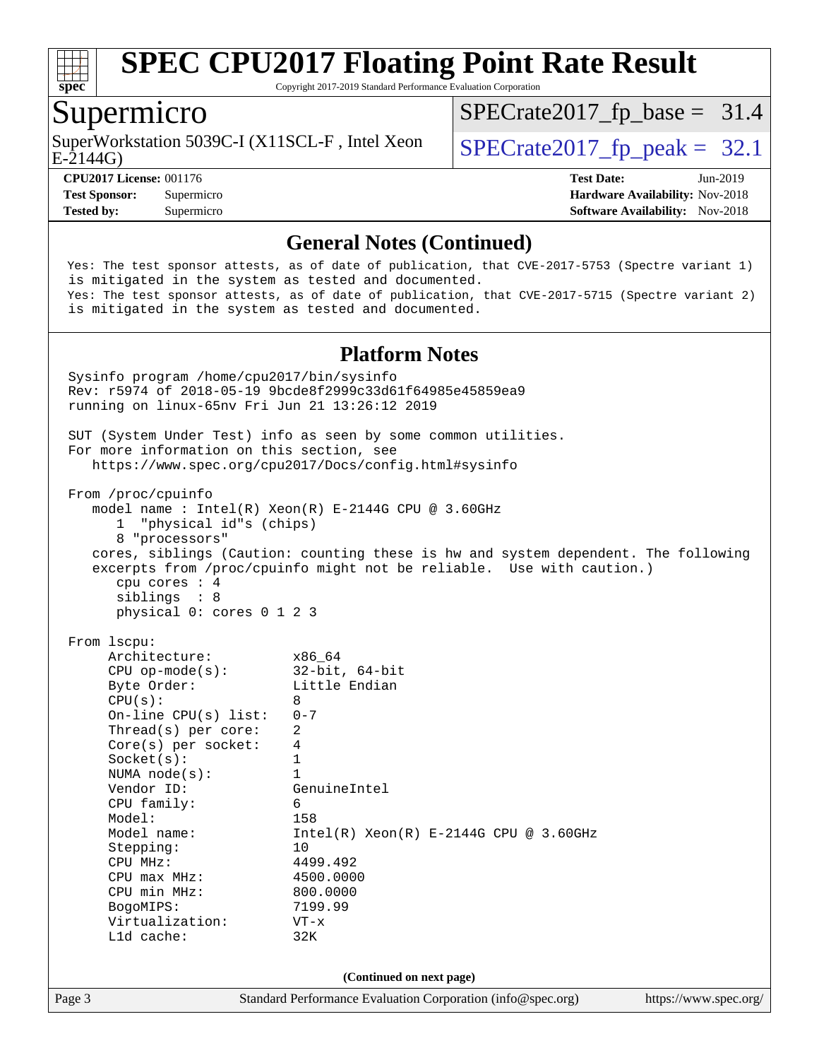# SPEC CPU2017 Floating Point Rate Result

Copyright 2017-2019 Standard Performance Evaluation Corporation

## Supermicro

SuperWorkstation 5039C-I (X11SCL-F , Intel Xeon E-2144G)

SPECrate2017_fp_base = 31.4

SPECrate2017_fp_peak = 32.1

**CPU2017 License:** 001176
**Test Sponsor:** Supermicro
**Tested by:** Supermicro

**Test Date:** Jun-2019
**Hardware Availability:** Nov-2018
**Software Availability:** Nov-2018

### General Notes (Continued)

```
Yes: The test sponsor attests, as of date of publication, that CVE-2017-5753 (Spectre variant 1)
is mitigated in the system as tested and documented.
Yes: The test sponsor attests, as of date of publication, that CVE-2017-5715 (Spectre variant 2)
is mitigated in the system as tested and documented.
```

### Platform Notes

```
Sysinfo program /home/cpu2017/bin/sysinfo
Rev: r5974 of 2018-05-19 9bcde8f2999c33d61f64985e45859ea9
running on linux-65nv Fri Jun 21 13:26:12 2019

SUT (System Under Test) info as seen by some common utilities.
For more information on this section, see
   https://www.spec.org/cpu2017/Docs/config.html#sysinfo

From /proc/cpuinfo
   model name : Intel(R) Xeon(R) E-2144G CPU @ 3.60GHz
      1  "physical id"s (chips)
      8 "processors"
   cores, siblings (Caution: counting these is hw and system dependent. The following
   excerpts from /proc/cpuinfo might not be reliable.  Use with caution.)
      cpu cores : 4
      siblings  : 8
      physical 0: cores 0 1 2 3

From lscpu:
     Architecture:          x86_64
     CPU op-mode(s):        32-bit, 64-bit
     Byte Order:            Little Endian
     CPU(s):                8
     On-line CPU(s) list:   0-7
     Thread(s) per core:    2
     Core(s) per socket:    4
     Socket(s):             1
     NUMA node(s):          1
     Vendor ID:             GenuineIntel
     CPU family:            6
     Model:                 158
     Model name:            Intel(R) Xeon(R) E-2144G CPU @ 3.60GHz
     Stepping:              10
     CPU MHz:               4499.492
     CPU max MHz:           4500.0000
     CPU min MHz:           800.0000
     BogoMIPS:              7199.99
     Virtualization:        VT-x
     L1d cache:             32K
```

(Continued on next page)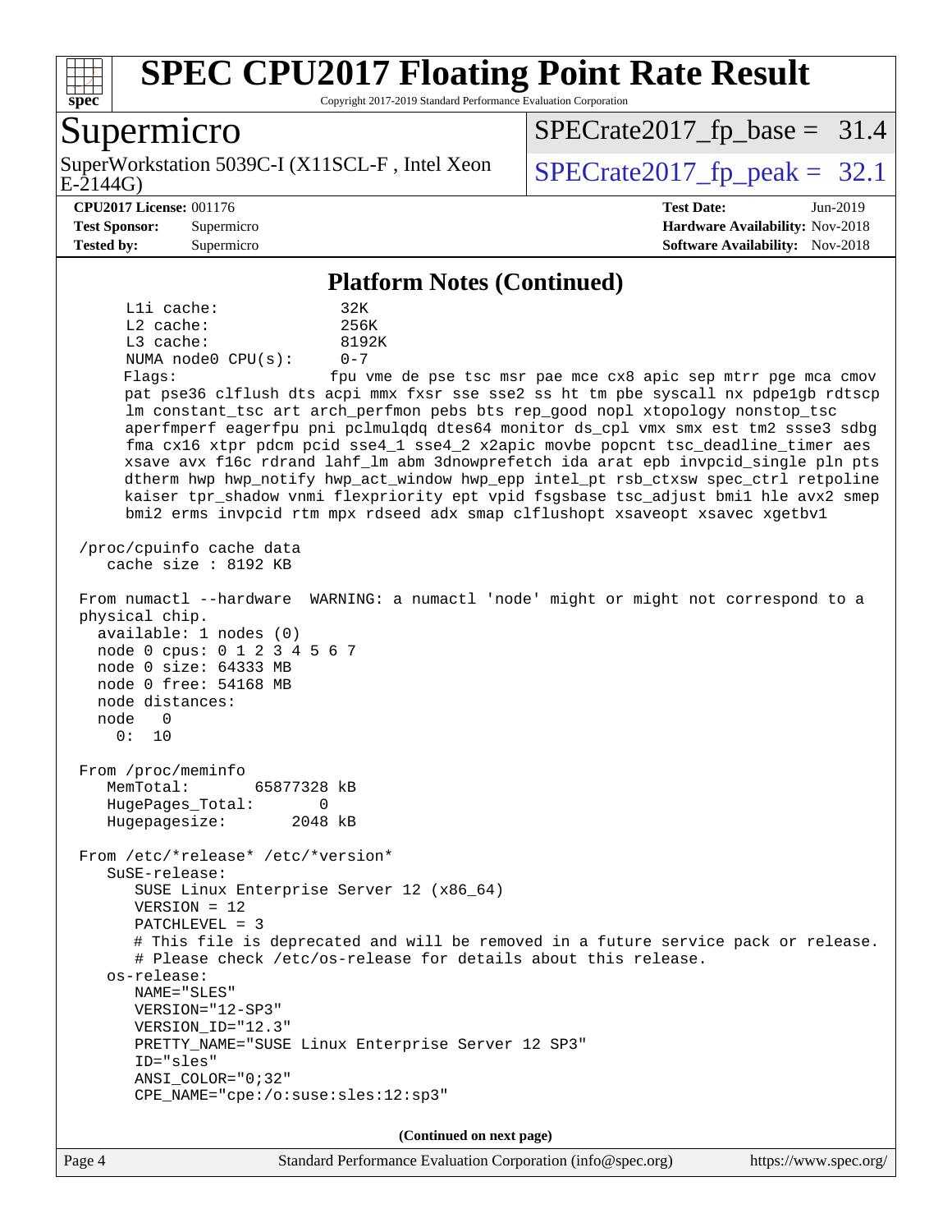## Platform Notes (Continued)

```
     L1i cache:             32K
     L2 cache:              256K
     L3 cache:              8192K
     NUMA node0 CPU(s):     0-7
     Flags:                 fpu vme de pse tsc msr pae mce cx8 apic sep mtrr pge mca cmov
     pat pse36 clflush dts acpi mmx fxsr sse sse2 ss ht tm pbe syscall nx pdpe1gb rdtscp
     lm constant_tsc art arch_perfmon pebs bts rep_good nopl xtopology nonstop_tsc
     aperfmperf eagerfpu pni pclmulqdq dtes64 monitor ds_cpl vmx smx est tm2 ssse3 sdbg
     fma cx16 xtpr pdcm pcid sse4_1 sse4_2 x2apic movbe popcnt tsc_deadline_timer aes
     xsave avx f16c rdrand lahf_lm abm 3dnowprefetch ida arat epb invpcid_single pln pts
     dtherm hwp hwp_notify hwp_act_window hwp_epp intel_pt rsb_ctxsw spec_ctrl retpoline
     kaiser tpr_shadow vnmi flexpriority ept vpid fsgsbase tsc_adjust bmi1 hle avx2 smep
     bmi2 erms invpcid rtm mpx rdseed adx smap clflushopt xsaveopt xsavec xgetbv1

 /proc/cpuinfo cache data
    cache size : 8192 KB

 From numactl --hardware  WARNING: a numactl 'node' might or might not correspond to a
 physical chip.
   available: 1 nodes (0)
   node 0 cpus: 0 1 2 3 4 5 6 7
   node 0 size: 64333 MB
   node 0 free: 54168 MB
   node distances:
   node   0
     0:  10

 From /proc/meminfo
    MemTotal:       65877328 kB
    HugePages_Total:       0
    Hugepagesize:       2048 kB

 From /etc/*release* /etc/*version*
    SuSE-release:
       SUSE Linux Enterprise Server 12 (x86_64)
       VERSION = 12
       PATCHLEVEL = 3
       # This file is deprecated and will be removed in a future service pack or release.
       # Please check /etc/os-release for details about this release.
    os-release:
       NAME="SLES"
       VERSION="12-SP3"
       VERSION_ID="12.3"
       PRETTY_NAME="SUSE Linux Enterprise Server 12 SP3"
       ID="sles"
       ANSI_COLOR="0;32"
       CPE_NAME="cpe:/o:suse:sles:12:sp3"
```

**(Continued on next page)**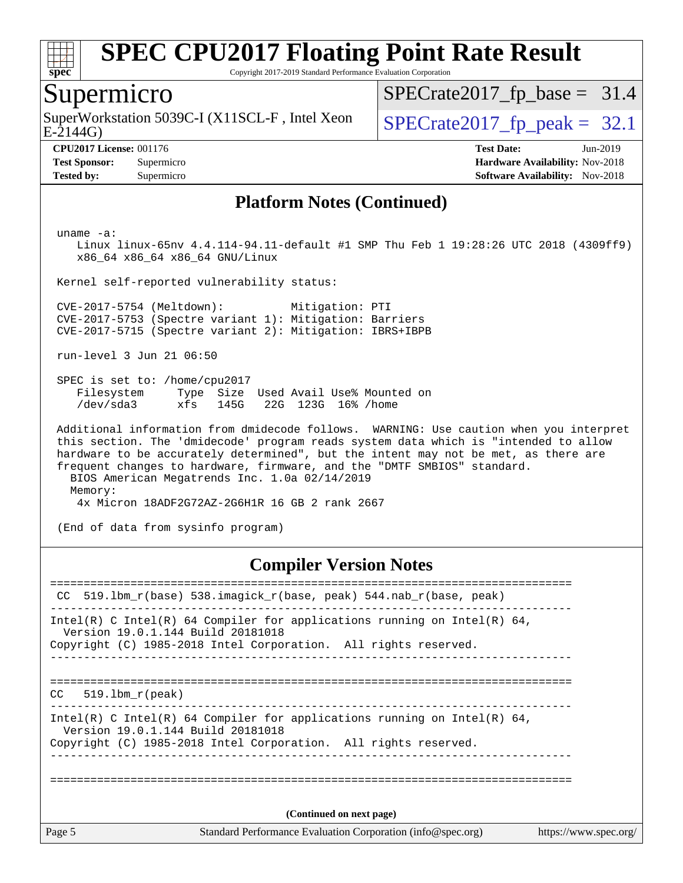# SPEC CPU2017 Floating Point Rate Result

Copyright 2017-2019 Standard Performance Evaluation Corporation

## Supermicro

SuperWorkstation 5039C-I (X11SCL-F , Intel Xeon E-2144G)

SPECrate2017_fp_base = 31.4

SPECrate2017_fp_peak = 32.1

**CPU2017 License:** 001176
**Test Sponsor:** Supermicro
**Tested by:** Supermicro

**Test Date:** Jun-2019
**Hardware Availability:** Nov-2018
**Software Availability:** Nov-2018

## Platform Notes (Continued)

```
 uname -a:
    Linux linux-65nv 4.4.114-94.11-default #1 SMP Thu Feb 1 19:28:26 UTC 2018 (4309ff9)
    x86_64 x86_64 x86_64 GNU/Linux

 Kernel self-reported vulnerability status:

 CVE-2017-5754 (Meltdown):          Mitigation: PTI
 CVE-2017-5753 (Spectre variant 1): Mitigation: Barriers
 CVE-2017-5715 (Spectre variant 2): Mitigation: IBRS+IBPB

 run-level 3 Jun 21 06:50

 SPEC is set to: /home/cpu2017
    Filesystem     Type  Size  Used Avail Use% Mounted on
    /dev/sda3      xfs   145G   22G  123G  16% /home

 Additional information from dmidecode follows.  WARNING: Use caution when you interpret
 this section. The 'dmidecode' program reads system data which is "intended to allow
 hardware to be accurately determined", but the intent may not be met, as there are
 frequent changes to hardware, firmware, and the "DMTF SMBIOS" standard.
   BIOS American Megatrends Inc. 1.0a 02/14/2019
   Memory:
     4x Micron 18ADF2G72AZ-2G6H1R 16 GB 2 rank 2667

 (End of data from sysinfo program)
```

## Compiler Version Notes

```
==============================================================================
 CC  519.lbm_r(base) 538.imagick_r(base, peak) 544.nab_r(base, peak)
------------------------------------------------------------------------------
Intel(R) C Intel(R) 64 Compiler for applications running on Intel(R) 64,
  Version 19.0.1.144 Build 20181018
Copyright (C) 1985-2018 Intel Corporation.  All rights reserved.
------------------------------------------------------------------------------

==============================================================================
CC   519.lbm_r(peak)
------------------------------------------------------------------------------
Intel(R) C Intel(R) 64 Compiler for applications running on Intel(R) 64,
  Version 19.0.1.144 Build 20181018
Copyright (C) 1985-2018 Intel Corporation.  All rights reserved.
------------------------------------------------------------------------------

==============================================================================
```

(Continued on next page)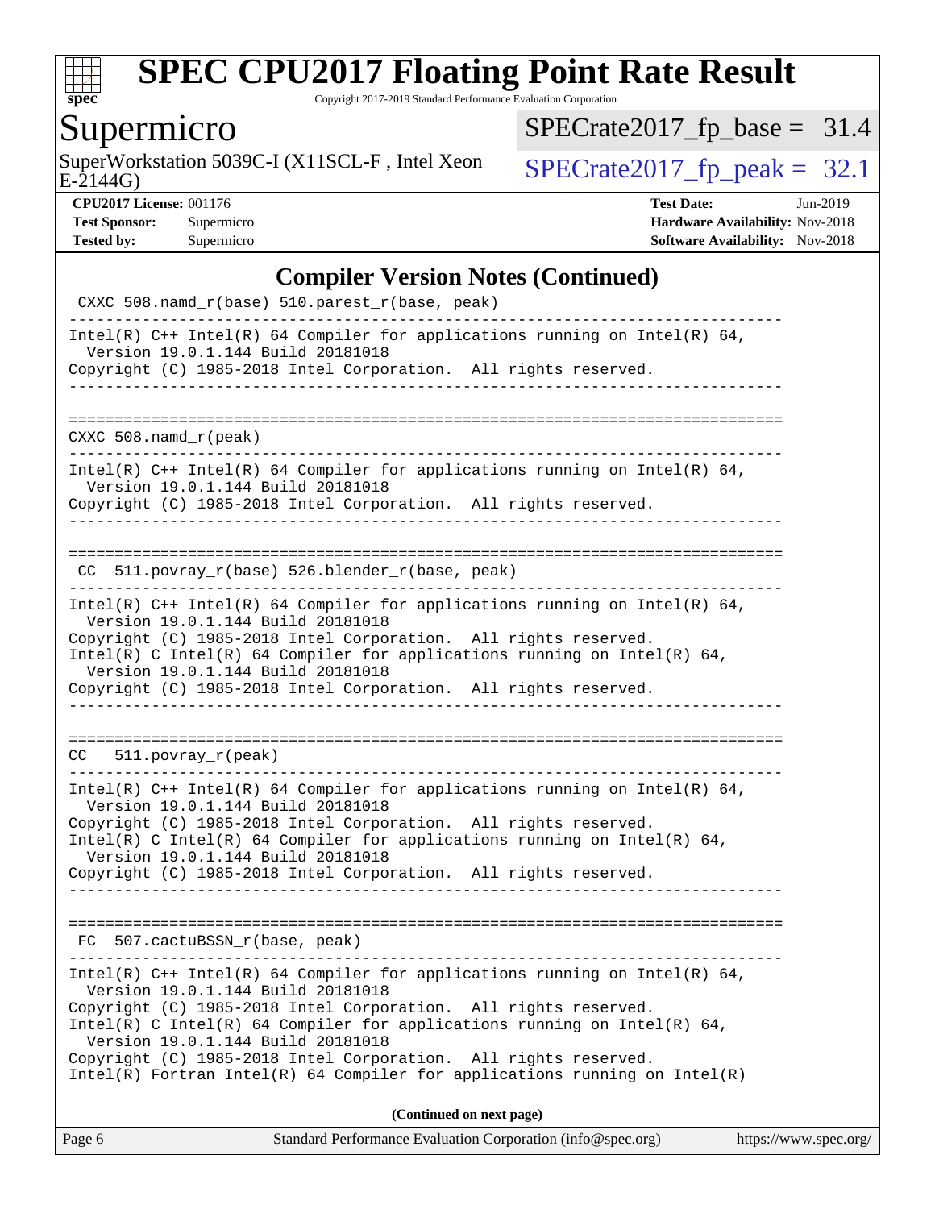## Compiler Version Notes (Continued)

```
 CXXC 508.namd_r(base) 510.parest_r(base, peak)
------------------------------------------------------------------------------
Intel(R) C++ Intel(R) 64 Compiler for applications running on Intel(R) 64,
  Version 19.0.1.144 Build 20181018
Copyright (C) 1985-2018 Intel Corporation.  All rights reserved.
------------------------------------------------------------------------------

==============================================================================
CXXC 508.namd_r(peak)
------------------------------------------------------------------------------
Intel(R) C++ Intel(R) 64 Compiler for applications running on Intel(R) 64,
  Version 19.0.1.144 Build 20181018
Copyright (C) 1985-2018 Intel Corporation.  All rights reserved.
------------------------------------------------------------------------------

==============================================================================
 CC  511.povray_r(base) 526.blender_r(base, peak)
------------------------------------------------------------------------------
Intel(R) C++ Intel(R) 64 Compiler for applications running on Intel(R) 64,
  Version 19.0.1.144 Build 20181018
Copyright (C) 1985-2018 Intel Corporation.  All rights reserved.
Intel(R) C Intel(R) 64 Compiler for applications running on Intel(R) 64,
  Version 19.0.1.144 Build 20181018
Copyright (C) 1985-2018 Intel Corporation.  All rights reserved.
------------------------------------------------------------------------------

==============================================================================
CC   511.povray_r(peak)
------------------------------------------------------------------------------
Intel(R) C++ Intel(R) 64 Compiler for applications running on Intel(R) 64,
  Version 19.0.1.144 Build 20181018
Copyright (C) 1985-2018 Intel Corporation.  All rights reserved.
Intel(R) C Intel(R) 64 Compiler for applications running on Intel(R) 64,
  Version 19.0.1.144 Build 20181018
Copyright (C) 1985-2018 Intel Corporation.  All rights reserved.
------------------------------------------------------------------------------

==============================================================================
 FC  507.cactuBSSN_r(base, peak)
------------------------------------------------------------------------------
Intel(R) C++ Intel(R) 64 Compiler for applications running on Intel(R) 64,
  Version 19.0.1.144 Build 20181018
Copyright (C) 1985-2018 Intel Corporation.  All rights reserved.
Intel(R) C Intel(R) 64 Compiler for applications running on Intel(R) 64,
  Version 19.0.1.144 Build 20181018
Copyright (C) 1985-2018 Intel Corporation.  All rights reserved.
Intel(R) Fortran Intel(R) 64 Compiler for applications running on Intel(R)
```

**(Continued on next page)**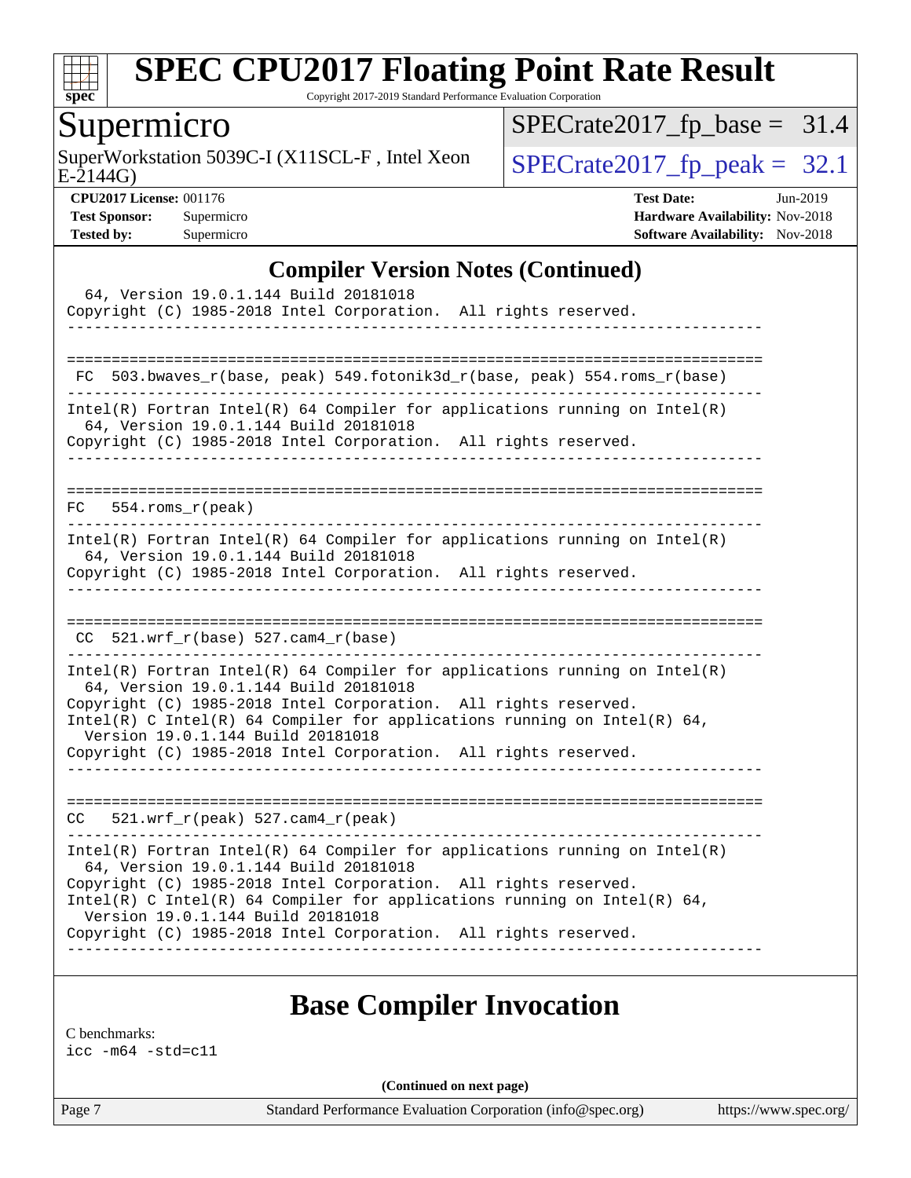## Compiler Version Notes (Continued)

```
  64, Version 19.0.1.144 Build 20181018
Copyright (C) 1985-2018 Intel Corporation.  All rights reserved.
------------------------------------------------------------------------------

==============================================================================
 FC  503.bwaves_r(base, peak) 549.fotonik3d_r(base, peak) 554.roms_r(base)
------------------------------------------------------------------------------
Intel(R) Fortran Intel(R) 64 Compiler for applications running on Intel(R)
  64, Version 19.0.1.144 Build 20181018
Copyright (C) 1985-2018 Intel Corporation.  All rights reserved.
------------------------------------------------------------------------------

==============================================================================
FC   554.roms_r(peak)
------------------------------------------------------------------------------
Intel(R) Fortran Intel(R) 64 Compiler for applications running on Intel(R)
  64, Version 19.0.1.144 Build 20181018
Copyright (C) 1985-2018 Intel Corporation.  All rights reserved.
------------------------------------------------------------------------------

==============================================================================
 CC  521.wrf_r(base) 527.cam4_r(base)
------------------------------------------------------------------------------
Intel(R) Fortran Intel(R) 64 Compiler for applications running on Intel(R)
  64, Version 19.0.1.144 Build 20181018
Copyright (C) 1985-2018 Intel Corporation.  All rights reserved.
Intel(R) C Intel(R) 64 Compiler for applications running on Intel(R) 64,
  Version 19.0.1.144 Build 20181018
Copyright (C) 1985-2018 Intel Corporation.  All rights reserved.
------------------------------------------------------------------------------

==============================================================================
CC   521.wrf_r(peak) 527.cam4_r(peak)
------------------------------------------------------------------------------
Intel(R) Fortran Intel(R) 64 Compiler for applications running on Intel(R)
  64, Version 19.0.1.144 Build 20181018
Copyright (C) 1985-2018 Intel Corporation.  All rights reserved.
Intel(R) C Intel(R) 64 Compiler for applications running on Intel(R) 64,
  Version 19.0.1.144 Build 20181018
Copyright (C) 1985-2018 Intel Corporation.  All rights reserved.
------------------------------------------------------------------------------
```

# Base Compiler Invocation

C benchmarks:
```
icc -m64 -std=c11
```

(Continued on next page)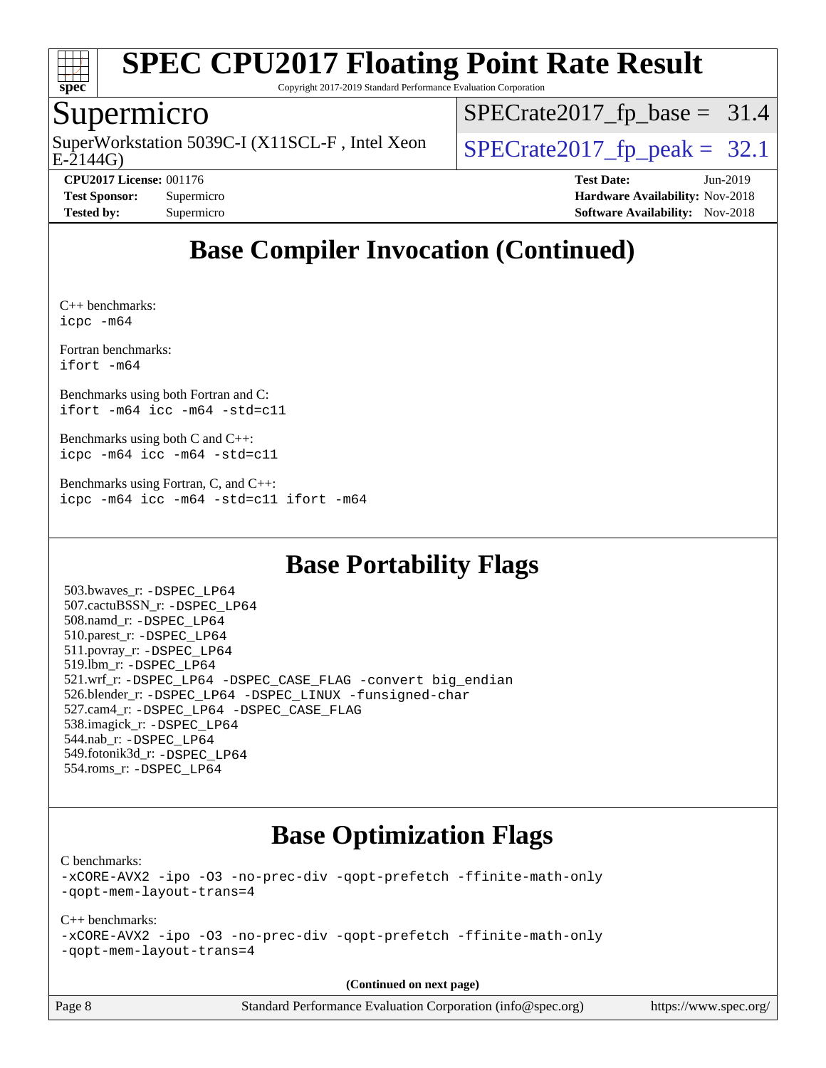# SPEC CPU2017 Floating Point Rate Result

Copyright 2017-2019 Standard Performance Evaluation Corporation

## Supermicro

SuperWorkstation 5039C-I (X11SCL-F , Intel Xeon E-2144G)

SPECrate2017_fp_base = 31.4

SPECrate2017_fp_peak = 32.1

**CPU2017 License:** 001176
**Test Sponsor:** Supermicro
**Tested by:** Supermicro

**Test Date:** Jun-2019
**Hardware Availability:** Nov-2018
**Software Availability:** Nov-2018

## Base Compiler Invocation (Continued)

C++ benchmarks:
```
icpc -m64
```

Fortran benchmarks:
```
ifort -m64
```

Benchmarks using both Fortran and C:
```
ifort -m64 icc -m64 -std=c11
```

Benchmarks using both C and C++:
```
icpc -m64 icc -m64 -std=c11
```

Benchmarks using Fortran, C, and C++:
```
icpc -m64 icc -m64 -std=c11 ifort -m64
```

## Base Portability Flags

503.bwaves_r: -DSPEC_LP64
507.cactuBSSN_r: -DSPEC_LP64
508.namd_r: -DSPEC_LP64
510.parest_r: -DSPEC_LP64
511.povray_r: -DSPEC_LP64
519.lbm_r: -DSPEC_LP64
521.wrf_r: -DSPEC_LP64 -DSPEC_CASE_FLAG -convert big_endian
526.blender_r: -DSPEC_LP64 -DSPEC_LINUX -funsigned-char
527.cam4_r: -DSPEC_LP64 -DSPEC_CASE_FLAG
538.imagick_r: -DSPEC_LP64
544.nab_r: -DSPEC_LP64
549.fotonik3d_r: -DSPEC_LP64
554.roms_r: -DSPEC_LP64

## Base Optimization Flags

C benchmarks:
```
-xCORE-AVX2 -ipo -O3 -no-prec-div -qopt-prefetch -ffinite-math-only
-qopt-mem-layout-trans=4
```

C++ benchmarks:
```
-xCORE-AVX2 -ipo -O3 -no-prec-div -qopt-prefetch -ffinite-math-only
-qopt-mem-layout-trans=4
```

**(Continued on next page)**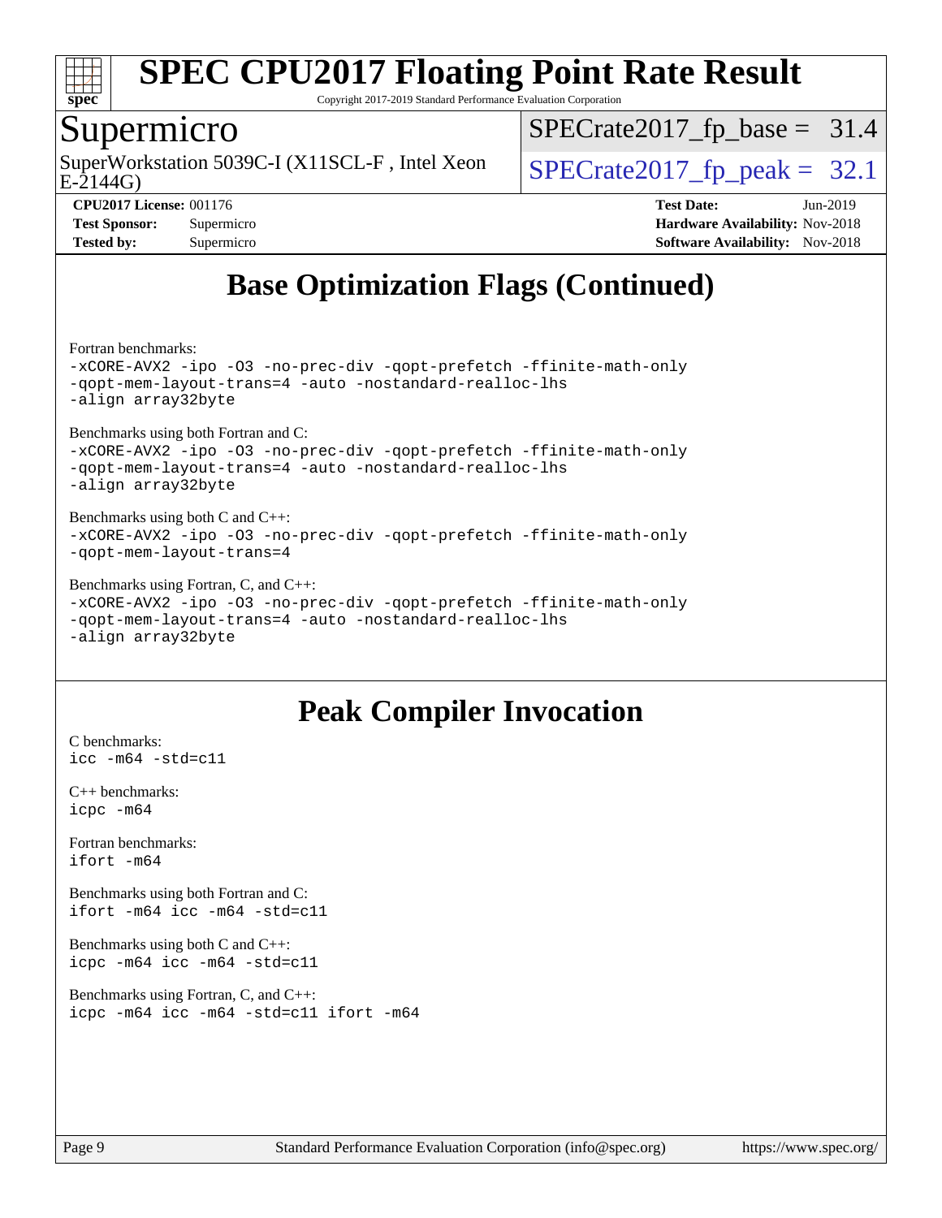## Base Optimization Flags (Continued)

Fortran benchmarks:

```
-xCORE-AVX2 -ipo -O3 -no-prec-div -qopt-prefetch -ffinite-math-only
-qopt-mem-layout-trans=4 -auto -nostandard-realloc-lhs
-align array32byte
```

Benchmarks using both Fortran and C:

```
-xCORE-AVX2 -ipo -O3 -no-prec-div -qopt-prefetch -ffinite-math-only
-qopt-mem-layout-trans=4 -auto -nostandard-realloc-lhs
-align array32byte
```

Benchmarks using both C and C++:

```
-xCORE-AVX2 -ipo -O3 -no-prec-div -qopt-prefetch -ffinite-math-only
-qopt-mem-layout-trans=4
```

Benchmarks using Fortran, C, and C++:

```
-xCORE-AVX2 -ipo -O3 -no-prec-div -qopt-prefetch -ffinite-math-only
-qopt-mem-layout-trans=4 -auto -nostandard-realloc-lhs
-align array32byte
```

## Peak Compiler Invocation

C benchmarks:

```
icc -m64 -std=c11
```

C++ benchmarks:

```
icpc -m64
```

Fortran benchmarks:

```
ifort -m64
```

Benchmarks using both Fortran and C:

```
ifort -m64 icc -m64 -std=c11
```

Benchmarks using both C and C++:

```
icpc -m64 icc -m64 -std=c11
```

Benchmarks using Fortran, C, and C++:

```
icpc -m64 icc -m64 -std=c11 ifort -m64
```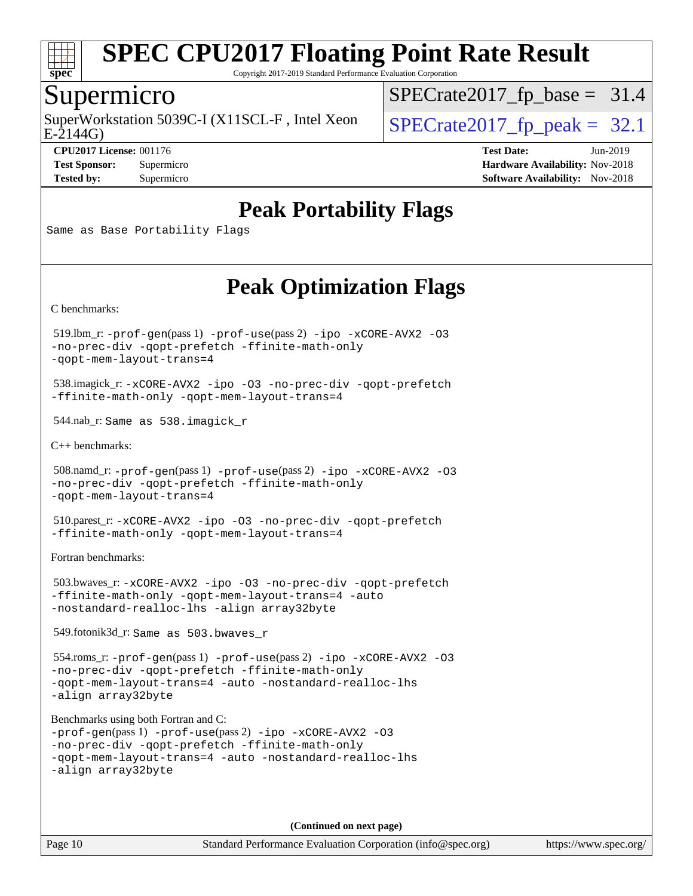# SPEC CPU2017 Floating Point Rate Result

Copyright 2017-2019 Standard Performance Evaluation Corporation

## Supermicro

SuperWorkstation 5039C-I (X11SCL-F , Intel Xeon E-2144G)

SPECrate2017_fp_base = 31.4

SPECrate2017_fp_peak = 32.1

**CPU2017 License:** 001176
**Test Sponsor:** Supermicro
**Tested by:** Supermicro

**Test Date:** Jun-2019
**Hardware Availability:** Nov-2018
**Software Availability:** Nov-2018

## Peak Portability Flags

Same as Base Portability Flags

## Peak Optimization Flags

C benchmarks:

519.lbm_r: -prof-gen(pass 1) -prof-use(pass 2) -ipo -xCORE-AVX2 -O3 -no-prec-div -qopt-prefetch -ffinite-math-only -qopt-mem-layout-trans=4

538.imagick_r: -xCORE-AVX2 -ipo -O3 -no-prec-div -qopt-prefetch -ffinite-math-only -qopt-mem-layout-trans=4

544.nab_r: Same as 538.imagick_r

C++ benchmarks:

508.namd_r: -prof-gen(pass 1) -prof-use(pass 2) -ipo -xCORE-AVX2 -O3 -no-prec-div -qopt-prefetch -ffinite-math-only -qopt-mem-layout-trans=4

510.parest_r: -xCORE-AVX2 -ipo -O3 -no-prec-div -qopt-prefetch -ffinite-math-only -qopt-mem-layout-trans=4

Fortran benchmarks:

503.bwaves_r: -xCORE-AVX2 -ipo -O3 -no-prec-div -qopt-prefetch -ffinite-math-only -qopt-mem-layout-trans=4 -auto -nostandard-realloc-lhs -align array32byte

549.fotonik3d_r: Same as 503.bwaves_r

554.roms_r: -prof-gen(pass 1) -prof-use(pass 2) -ipo -xCORE-AVX2 -O3 -no-prec-div -qopt-prefetch -ffinite-math-only -qopt-mem-layout-trans=4 -auto -nostandard-realloc-lhs -align array32byte

Benchmarks using both Fortran and C:
-prof-gen(pass 1) -prof-use(pass 2) -ipo -xCORE-AVX2 -O3 -no-prec-div -qopt-prefetch -ffinite-math-only -qopt-mem-layout-trans=4 -auto -nostandard-realloc-lhs -align array32byte

**(Continued on next page)**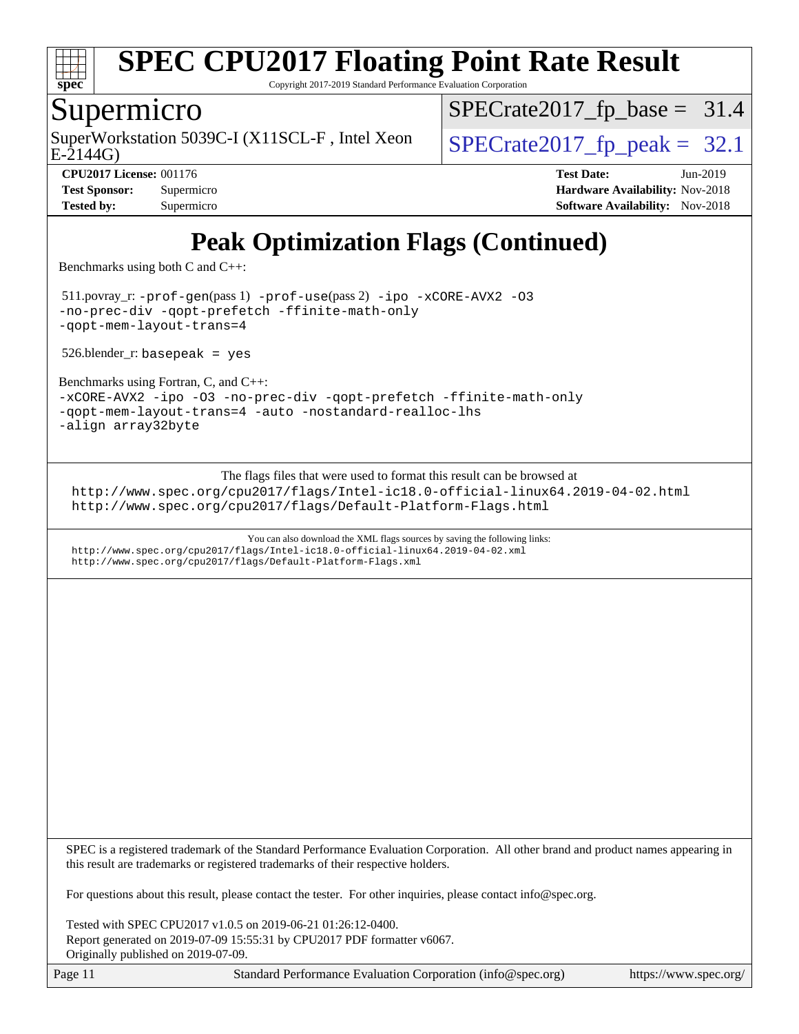# Peak Optimization Flags (Continued)

Benchmarks using both C and C++:

511.povray_r: `-prof-gen`(pass 1) `-prof-use`(pass 2) `-ipo -xCORE-AVX2 -O3 -no-prec-div -qopt-prefetch -ffinite-math-only -qopt-mem-layout-trans=4`

526.blender_r: `basepeak = yes`

Benchmarks using Fortran, C, and C++:

`-xCORE-AVX2 -ipo -O3 -no-prec-div -qopt-prefetch -ffinite-math-only -qopt-mem-layout-trans=4 -auto -nostandard-realloc-lhs -align array32byte`

The flags files that were used to format this result can be browsed at

http://www.spec.org/cpu2017/flags/Intel-ic18.0-official-linux64.2019-04-02.html
http://www.spec.org/cpu2017/flags/Default-Platform-Flags.html

You can also download the XML flags sources by saving the following links:

http://www.spec.org/cpu2017/flags/Intel-ic18.0-official-linux64.2019-04-02.xml
http://www.spec.org/cpu2017/flags/Default-Platform-Flags.xml

SPEC is a registered trademark of the Standard Performance Evaluation Corporation. All other brand and product names appearing in this result are trademarks or registered trademarks of their respective holders.

For questions about this result, please contact the tester. For other inquiries, please contact info@spec.org.

Tested with SPEC CPU2017 v1.0.5 on 2019-06-21 01:26:12-0400.
Report generated on 2019-07-09 15:55:31 by CPU2017 PDF formatter v6067.
Originally published on 2019-07-09.